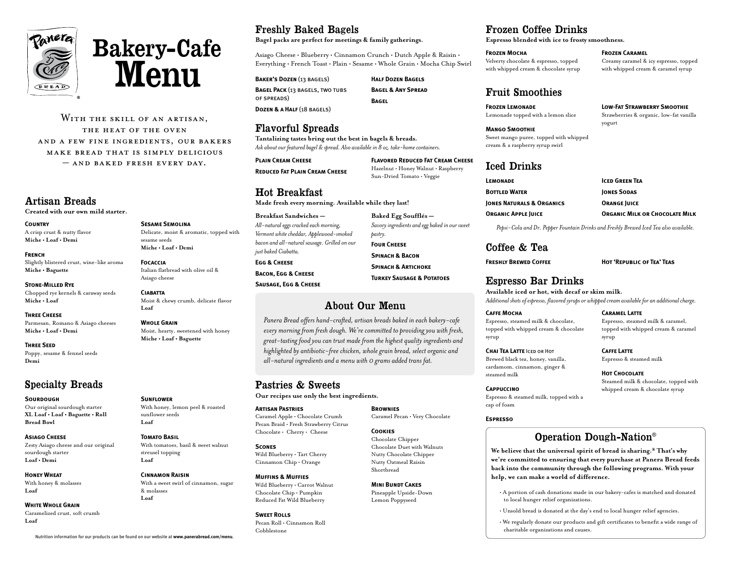# Bakery-Cafe Menu

With the skill of an artisan, the heat of the oven and a few fine ingredients, our bakers make bread that is simply delicious — and baked fresh every day.

## Artisan Breads

**Created with our own mild starter.**

**Country**
A crisp crust & nutty flavor
**Miche • Loaf • Demi**

**French**
Slightly blistered crust, wine-like aroma
**Miche • Baguette**

**Stone-Milled Rye**
Chopped rye kernels & caraway seeds
**Miche • Loaf**

**Three Cheese**
Parmesan, Romano & Asiago cheeses
**Miche • Loaf • Demi**

**Three Seed**
Poppy, sesame & fennel seeds
**Demi**

**Sesame Semolina**
Delicate, moist & aromatic, topped with sesame seeds
**Miche • Loaf • Demi**

**Focaccia**
Italian flatbread with olive oil & Asiago cheese

**Ciabatta**
Moist & chewy crumb, delicate flavor
**Loaf**

**Whole Grain**
Moist, hearty, sweetened with honey
**Miche • Loaf • Baguette**

## Specialty Breads

**Sourdough**
Our original sourdough starter
**XL Loaf • Loaf • Baguette • Roll**
**Bread Bowl**

**Asiago Cheese**
Zesty Asiago cheese and our original sourdough starter
**Loaf • Demi**

**Honey Wheat**
With honey & molasses
**Loaf**

**White Whole Grain**
Caramelized crust, soft crumb
**Loaf**

**Sunflower**
With honey, lemon peel & roasted sunflower seeds
**Loaf**

**Tomato Basil**
With tomatoes, basil & sweet walnut streusel topping
**Loaf**

**Cinnamon Raisin**
With a sweet swirl of cinnamon, sugar & molasses
**Loaf**

Nutrition information for our products can be found on our website at **www.panerabread.com/menu**.

## Freshly Baked Bagels

**Bagel packs are perfect for meetings & family gatherings.**

Asiago Cheese • Blueberry • Cinnamon Crunch • Dutch Apple & Raisin • Everything • French Toast • Plain • Sesame • Whole Grain • Mocha Chip Swirl

**Baker's Dozen** (13 bagels)
**Bagel Pack** (13 bagels, two tubs of spreads)
**Dozen & a Half** (18 bagels)
**Half Dozen Bagels**
**Bagel & Any Spread**
**Bagel**

## Flavorful Spreads

**Tantalizing tastes bring out the best in bagels & breads.**
*Ask about our featured bagel & spread. Also available in 8 oz. take-home containers.*

**Plain Cream Cheese**
**Reduced Fat Plain Cream Cheese**
**Flavored Reduced Fat Cream Cheese**
Hazelnut • Honey Walnut • Raspberry
Sun-Dried Tomato • Veggie

## Hot Breakfast

**Made fresh every morning. Available while they last!**

**Breakfast Sandwiches —**
*All-natural eggs cracked each morning, Vermont white cheddar, Applewood-smoked bacon and all-natural sausage. Grilled on our just baked Ciabatta.*

**Egg & Cheese**
**Bacon, Egg & Cheese**
**Sausage, Egg & Cheese**

**Baked Egg Soufflés —**
*Savory ingredients and egg baked in our sweet pastry.*

**Four Cheese**
**Spinach & Bacon**
**Spinach & Artichoke**
**Turkey Sausage & Potatoes**

## About Our Menu

*Panera Bread offers hand-crafted, artisan breads baked in each bakery-cafe every morning from fresh dough. We're committed to providing you with fresh, great-tasting food you can trust made from the highest quality ingredients and highlighted by antibiotic-free chicken, whole grain bread, select organic and all-natural ingredients and a menu with 0 grams added trans fat.*

## Pastries & Sweets

**Our recipes use only the best ingredients.**

**Artisan Pastries**
Caramel Apple • Chocolate Crumb
Pecan Braid • Fresh Strawberry Citrus
Chocolate • Cherry • Cheese

**Scones**
Wild Blueberry • Tart Cherry
Cinnamon Chip • Orange

**Muffins & Muffies**
Wild Blueberry • Carrot Walnut
Chocolate Chip • Pumpkin
Reduced Fat Wild Blueberry

**Sweet Rolls**
Pecan Roll • Cinnamon Roll
Cobblestone

**Brownies**
Caramel Pecan • Very Chocolate

**Cookies**
Chocolate Chipper
Chocolate Duet with Walnuts
Nutty Chocolate Chipper
Nutty Oatmeal Raisin
Shortbread

**Mini Bundt Cakes**
Pineapple Upside-Down
Lemon Poppyseed

## Frozen Coffee Drinks

**Espresso blended with ice to frosty smoothness.**

**Frozen Mocha**
Velvetry chocolate & espresso, topped with whipped cream & chocolate syrup

**Frozen Caramel**
Creamy caramel & icy espresso, topped with whipped cream & caramel syrup

## Fruit Smoothies

**Frozen Lemonade**
Lemonade topped with a lemon slice

**Mango Smoothie**
Sweet mango puree, topped with whipped cream & a raspberry syrup swirl

**Low-Fat Strawberry Smoothie**
Strawberries & organic, low-fat vanilla yogurt

## Iced Drinks

**Lemonade**
**Bottled Water**
**Jones Naturals & Organics**
**Organic Apple Juice**
**Iced Green Tea**
**Jones Sodas**
**Orange Juice**
**Organic Milk or Chocolate Milk**

*Pepsi-Cola and Dr. Pepper Fountain Drinks and Freshly Brewed Iced Tea also available.*

## Coffee & Tea

**Freshly Brewed Coffee**
**Hot 'Republic of Tea' Teas**

## Espresso Bar Drinks

**Available iced or hot, with decaf or skim milk.**
*Additional shots of espresso, flavored syrups or whipped cream available for an additional charge.*

**Caffe Mocha**
Espresso, steamed milk & chocolate, topped with whipped cream & chocolate syrup

**Chai Tea Latte** Iced or Hot
Brewed black tea, honey, vanilla, cardamom, cinnamon, ginger & steamed milk

**Cappuccino**
Espresso & steamed milk, topped with a cap of foam

**Espresso**

**Caramel Latte**
Espresso, steamed milk & caramel, topped with whipped cream & caramel syrup

**Caffe Latte**
Espresso & steamed milk

**Hot Chocolate**
Steamed milk & chocolate, topped with whipped cream & chocolate syrup

## Operation Dough-Nation®

**We believe that the universal spirit of bread is sharing.® That's why we're committed to ensuring that every purchase at Panera Bread feeds back into the community through the following programs. With your help, we can make a world of difference.**

- A portion of cash donations made in our bakery-cafes is matched and donated to local hunger relief organizations.
- Unsold bread is donated at the day's end to local hunger relief agencies.
- We regularly donate our products and gift certificates to benefit a wide range of charitable organizations and causes.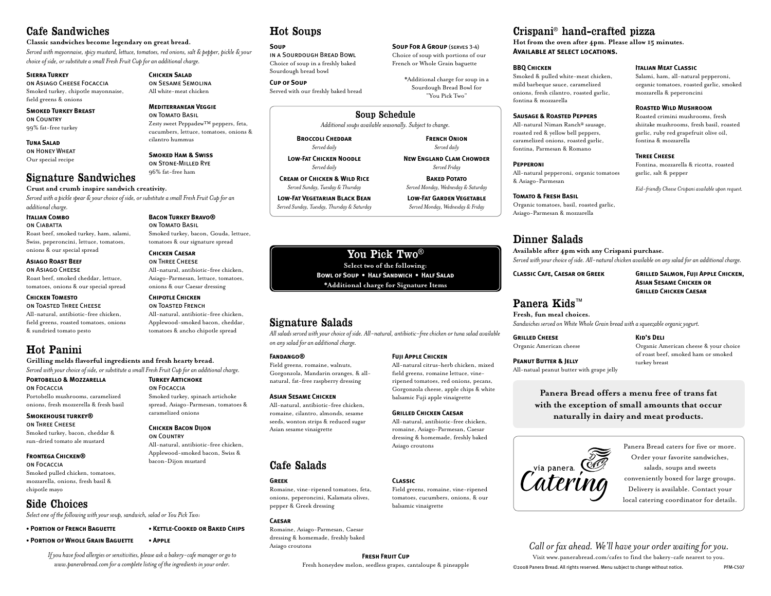## Cafe Sandwiches

**Classic sandwiches become legendary on great bread.**

*Served with mayonnaise, spicy mustard, lettuce, tomatoes, red onions, salt & pepper, pickle & your choice of side, or substitute a small Fresh Fruit Cup for an additional charge.*

**Sierra Turkey**
on Asiago Cheese Focaccia
Smoked turkey, chipotle mayonnaise, field greens & onions

**Smoked Turkey Breast**
on Country
99% fat-free turkey

**Tuna Salad**
on Honey Wheat
Our special recipe

**Chicken Salad**
on Sesame Semolina
All white-meat chicken

**Mediterranean Veggie**
on Tomato Basil
Zesty sweet Peppadew™ peppers, feta, cucumbers, lettuce, tomatoes, onions & cilantro hummus

**Smoked Ham & Swiss**
on Stone-Milled Rye
96% fat-free ham

## Signature Sandwiches

**Crust and crumb inspire sandwich creativity.**

*Served with a pickle spear & your choice of side, or substitute a small Fresh Fruit Cup for an additional charge.*

**Italian Combo**
on Ciabatta
Roast beef, smoked turkey, ham, salami, Swiss, peperoncini, lettuce, tomatoes, onions & our special spread

**Asiago Roast Beef**
on Asiago Cheese
Roast beef, smoked cheddar, lettuce, tomatoes, onions & our special spread

**Chicken Tomesto**
on Toasted Three Cheese
All-natural, antibiotic-free chicken, field greens, roasted tomatoes, onions & sundried tomato pesto

**Bacon Turkey Bravo®**
on Tomato Basil
Smoked turkey, bacon, Gouda, lettuce, tomatoes & our signature spread

**Chicken Caesar**
on Three Cheese
All-natural, antibiotic-free chicken, Asiago-Parmesan, lettuce, tomatoes, onions & our Caesar dressing

**Chipotle Chicken**
on Toasted French
All-natural, antibiotic-free chicken, Applewood-smoked bacon, cheddar, tomatoes & ancho chipotle spread

## Hot Panini

**Grilling melds flavorful ingredients and fresh hearty bread.**

*Served with your choice of side, or substitute a small Fresh Fruit Cup for an additional charge.*

**Portobello & Mozzarella**
on Focaccia
Portobello mushrooms, caramelized onions, fresh mozzarella & fresh basil

**Smokehouse turkey®**
on Three Cheese
Smoked turkey, bacon, cheddar & sun-dried tomato ale mustard

**Frontega Chicken®**
on Focaccia
Smoked pulled chicken, tomatoes, mozzarella, onions, fresh basil & chipotle mayo

**Turkey Artichoke**
on Focaccia
Smoked turkey, spinach artichoke spread, Asiago-Parmesan, tomatoes & caramelized onions

**Chicken Bacon Dijon**
on Country
All-natural, antibiotic-free chicken, Applewood-smoked bacon, Swiss & bacon-Dijon mustard

## Side Choices

*Select one of the following with your soup, sandwich, salad or You Pick Two:*

- **Portion of French Baguette**
- **Portion of Whole Grain Baguette**
- **Kettle-Cooked or Baked Chips**
- **Apple**

*If you have food allergies or sensitivities, please ask a bakery-cafe manager or go to www.panerabread.com for a complete listing of the ingredients in your order.*

## Hot Soups

**Soup**
in a Sourdough Bread Bowl
Choice of soup in a freshly baked Sourdough bread bowl

**Cup of Soup**
Served with our freshly baked bread

**Soup For A Group** (serves 3-4)
Choice of soup with portions of our French or Whole Grain baguette

*Additional charge for soup in a Sourdough Bread Bowl for "You Pick Two"

### Soup Schedule

*Additional soups available seasonally. Subject to change.*

**Broccoli Cheddar**
*Served daily*

**Low-Fat Chicken Noodle**
*Served daily*

**Cream of Chicken & Wild Rice**
*Served Sunday, Tuesday & Thursday*

**Low-Fat Vegetarian Black Bean**
*Served Sunday, Tuesday, Thursday & Saturday*

**French Onion**
*Served daily*

**New England Clam Chowder**
*Served Friday*

**Baked Potato**
*Served Monday, Wednesday & Saturday*

**Low-Fat Garden Vegetable**
*Served Monday, Wednesday & Friday*

## You Pick Two®

**Select two of the following:**

**Bowl of Soup • Half Sandwich • Half Salad**

***Additional charge for Signature Items**

## Signature Salads

*All salads served with your choice of side. All-natural, antibiotic-free chicken or tuna salad available on any salad for an additional charge.*

**Fandango®**
Field greens, romaine, walnuts, Gorgonzola, Mandarin oranges, & all-natural, fat-free raspberry dressing

**Asian Sesame Chicken**
All-natural, antibiotic-free chicken, romaine, cilantro, almonds, sesame seeds, wonton strips & reduced sugar Asian sesame vinaigrette

**Fuji Apple Chicken**
All-natural citrus-herb chicken, mixed field greens, romaine lettuce, vine-ripened tomatoes, red onions, pecans, Gorgonzola cheese, apple chips & white balsamic Fuji apple vinaigrette

**Grilled Chicken Caesar**
All-natural, antibiotic-free chicken, romaine, Asiago-Parmesan, Caesar dressing & homemade, freshly baked Asiago croutons

## Cafe Salads

**Greek**
Romaine, vine-ripened tomatoes, feta, onions, peperoncini, Kalamata olives, pepper & Greek dressing

**Caesar**
Romaine, Asiago-Parmesan, Caesar dressing & homemade, freshly baked Asiago croutons

**Classic**
Field greens, romaine, vine-ripened tomatoes, cucumbers, onions, & our balsamic vinaigrette

**Fresh Fruit Cup**
Fresh honeydew melon, seedless grapes, cantaloupe & pineapple

## Crispani® hand-crafted pizza

**Hot from the oven after 4pm. Please allow 15 minutes.**
**Available at select locations.**

**BBQ Chicken**
Smoked & pulled white-meat chicken, mild barbeque sauce, caramelized onions, fresh cilantro, roasted garlic, fontina & mozzarella

**Sausage & Roasted Peppers**
All-natural Niman Ranch® sausage, roasted red & yellow bell peppers, caramelized onions, roasted garlic, fontina, Parmesan & Romano

**Pepperoni**
All-natural pepperoni, organic tomatoes & Asiago-Parmesan

**Tomato & Fresh Basil**
Organic tomatoes, basil, roasted garlic, Asiago-Parmesan & mozzarella

**Italian Meat Classic**
Salami, ham, all-natural pepperoni, organic tomatoes, roasted garlic, smoked mozzarella & peperoncini

**Roasted Wild Mushroom**
Roasted crimini mushrooms, fresh shiitake mushrooms, fresh basil, roasted garlic, ruby red grapefruit olive oil, fontina & mozzarella

**Three Cheese**
Fontina, mozzarella & ricotta, roasted garlic, salt & pepper

*Kid-friendly Cheese Crispani available upon request.*

## Dinner Salads

**Available after 4pm with any Crispani purchase.**

*Served with your choice of side. All-natural chicken available on any salad for an additional charge.*

**Classic Cafe, Caesar or Greek**

**Grilled Salmon, Fuji Apple Chicken, Asian Sesame Chicken or Grilled Chicken Caesar**

## Panera Kids™

**Fresh, fun meal choices.**

*Sandwiches served on White Whole Grain bread with a squeezable organic yogurt.*

**Grilled Cheese**
Organic American cheese

**Peanut Butter & Jelly**
All-natual peanut butter with grape jelly

**Kid's Deli**
Organic American cheese & your choice of roast beef, smoked ham or smoked turkey breast

**Panera Bread offers a menu free of trans fat with the exception of small amounts that occur naturally in dairy and meat products.**

via panera. Catering

Panera Bread caters for five or more. Order your favorite sandwiches, salads, soups and sweets conveniently boxed for large groups. Delivery is available. Contact your local catering coordinator for details.

*Call or fax ahead. We'll have your order waiting for you.*

Visit www.panerabread.com/cafes to find the bakery-cafe nearest to you.

©2008 Panera Bread. All rights reserved. Menu subject to change without notice. PFM-C507